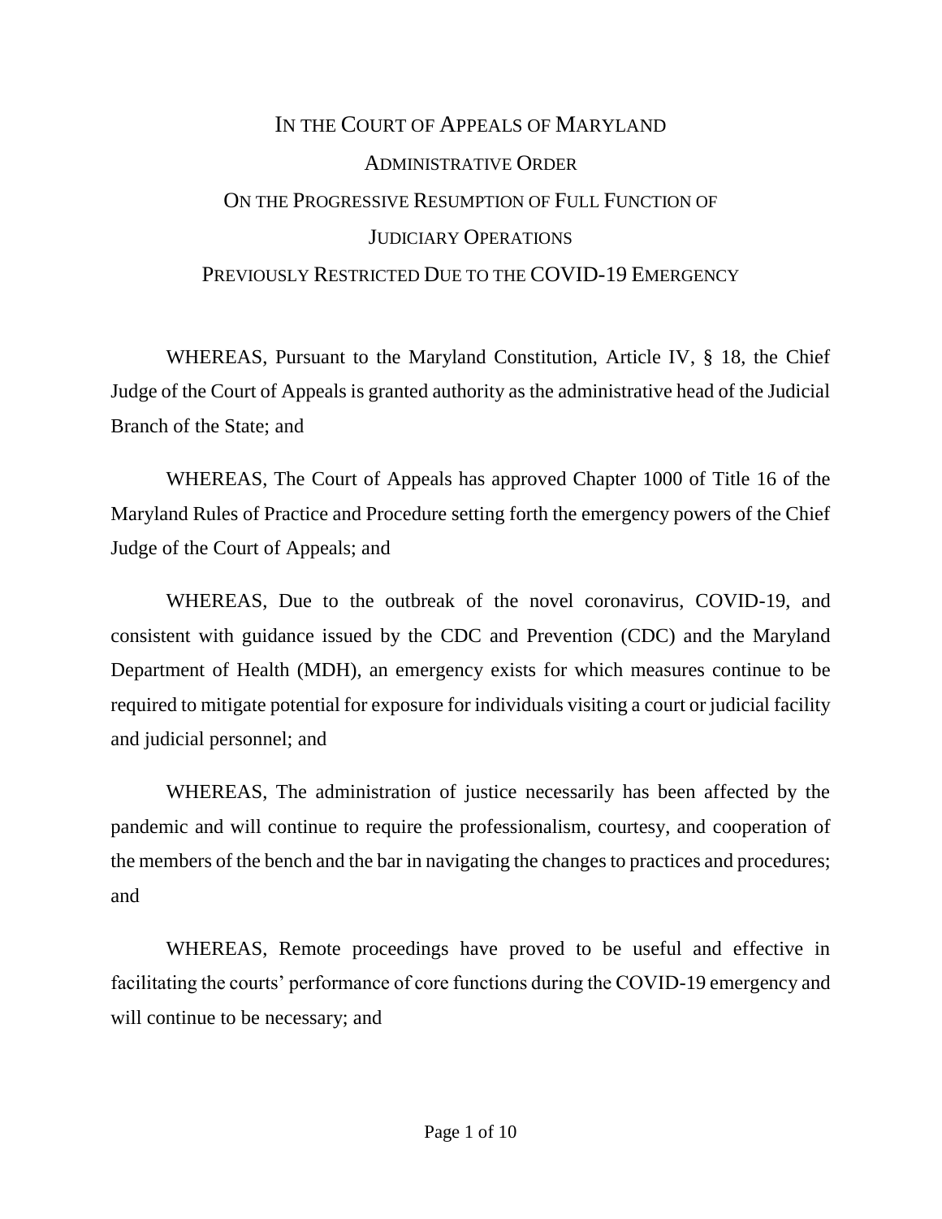# IN THE COURT OF APPEALS OF MARYLAND

## ADMINISTRATIVE ORDER

## ON THE PROGRESSIVE RESUMPTION OF FULL FUNCTION OF JUDICIARY OPERATIONS PREVIOUSLY RESTRICTED DUE TO THE COVID-19 EMERGENCY

WHEREAS, Pursuant to the Maryland Constitution, Article IV, § 18, the Chief Judge of the Court of Appeals is granted authority as the administrative head of the Judicial Branch of the State; and

WHEREAS, The Court of Appeals has approved Chapter 1000 of Title 16 of the Maryland Rules of Practice and Procedure setting forth the emergency powers of the Chief Judge of the Court of Appeals; and

WHEREAS, Due to the outbreak of the novel coronavirus, COVID-19, and consistent with guidance issued by the CDC and Prevention (CDC) and the Maryland Department of Health (MDH), an emergency exists for which measures continue to be required to mitigate potential for exposure for individuals visiting a court or judicial facility and judicial personnel; and

WHEREAS, The administration of justice necessarily has been affected by the pandemic and will continue to require the professionalism, courtesy, and cooperation of the members of the bench and the bar in navigating the changes to practices and procedures; and

WHEREAS, Remote proceedings have proved to be useful and effective in facilitating the courts' performance of core functions during the COVID-19 emergency and will continue to be necessary; and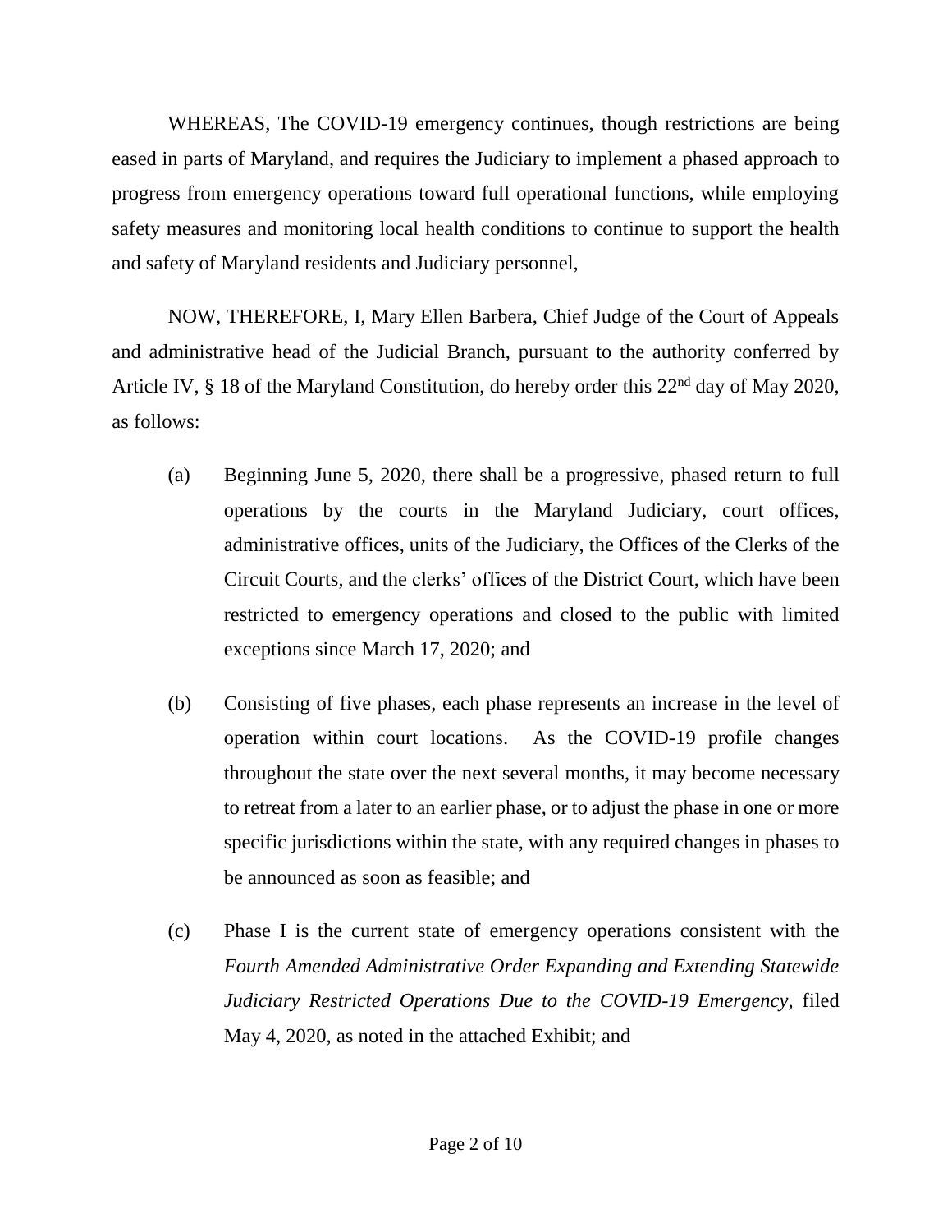WHEREAS, The COVID-19 emergency continues, though restrictions are being eased in parts of Maryland, and requires the Judiciary to implement a phased approach to progress from emergency operations toward full operational functions, while employing safety measures and monitoring local health conditions to continue to support the health and safety of Maryland residents and Judiciary personnel,

NOW, THEREFORE, I, Mary Ellen Barbera, Chief Judge of the Court of Appeals and administrative head of the Judicial Branch, pursuant to the authority conferred by Article IV, § 18 of the Maryland Constitution, do hereby order this 22nd day of May 2020, as follows:

(a) Beginning June 5, 2020, there shall be a progressive, phased return to full operations by the courts in the Maryland Judiciary, court offices, administrative offices, units of the Judiciary, the Offices of the Clerks of the Circuit Courts, and the clerks' offices of the District Court, which have been restricted to emergency operations and closed to the public with limited exceptions since March 17, 2020; and

(b) Consisting of five phases, each phase represents an increase in the level of operation within court locations. As the COVID-19 profile changes throughout the state over the next several months, it may become necessary to retreat from a later to an earlier phase, or to adjust the phase in one or more specific jurisdictions within the state, with any required changes in phases to be announced as soon as feasible; and

(c) Phase I is the current state of emergency operations consistent with the *Fourth Amended Administrative Order Expanding and Extending Statewide Judiciary Restricted Operations Due to the COVID-19 Emergency*, filed May 4, 2020, as noted in the attached Exhibit; and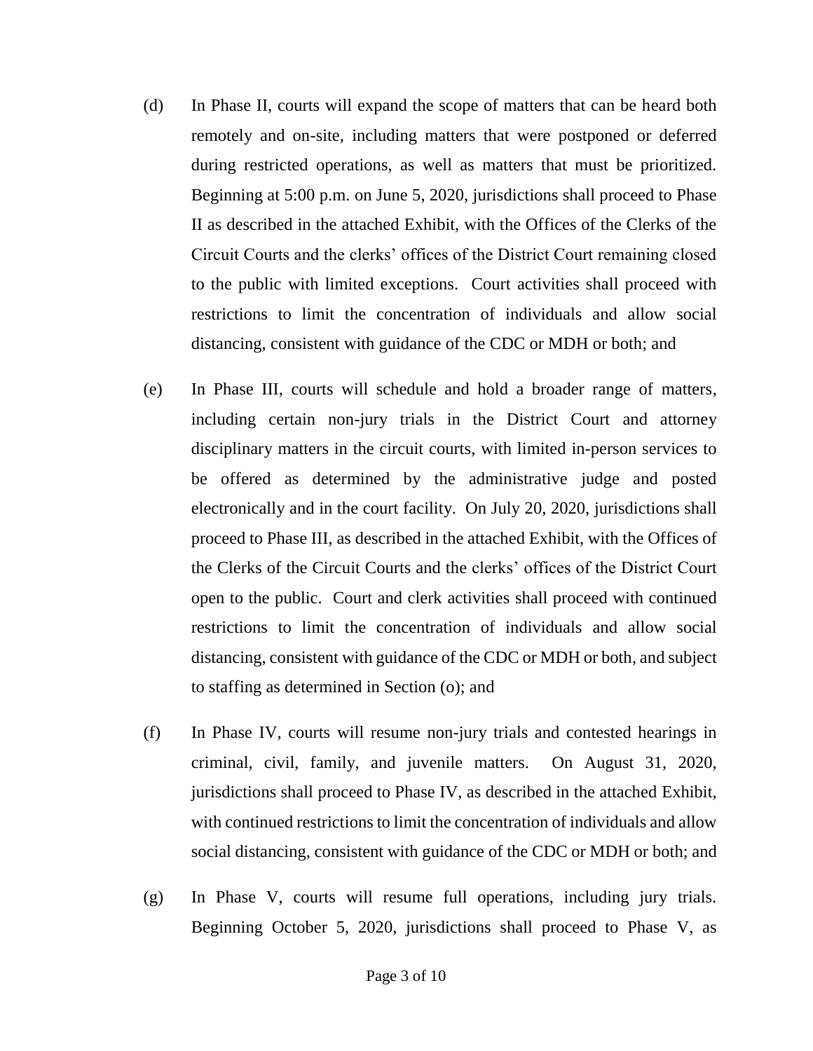(d) In Phase II, courts will expand the scope of matters that can be heard both remotely and on-site, including matters that were postponed or deferred during restricted operations, as well as matters that must be prioritized. Beginning at 5:00 p.m. on June 5, 2020, jurisdictions shall proceed to Phase II as described in the attached Exhibit, with the Offices of the Clerks of the Circuit Courts and the clerks' offices of the District Court remaining closed to the public with limited exceptions. Court activities shall proceed with restrictions to limit the concentration of individuals and allow social distancing, consistent with guidance of the CDC or MDH or both; and

(e) In Phase III, courts will schedule and hold a broader range of matters, including certain non-jury trials in the District Court and attorney disciplinary matters in the circuit courts, with limited in-person services to be offered as determined by the administrative judge and posted electronically and in the court facility. On July 20, 2020, jurisdictions shall proceed to Phase III, as described in the attached Exhibit, with the Offices of the Clerks of the Circuit Courts and the clerks' offices of the District Court open to the public. Court and clerk activities shall proceed with continued restrictions to limit the concentration of individuals and allow social distancing, consistent with guidance of the CDC or MDH or both, and subject to staffing as determined in Section (o); and

(f) In Phase IV, courts will resume non-jury trials and contested hearings in criminal, civil, family, and juvenile matters. On August 31, 2020, jurisdictions shall proceed to Phase IV, as described in the attached Exhibit, with continued restrictions to limit the concentration of individuals and allow social distancing, consistent with guidance of the CDC or MDH or both; and

(g) In Phase V, courts will resume full operations, including jury trials. Beginning October 5, 2020, jurisdictions shall proceed to Phase V, as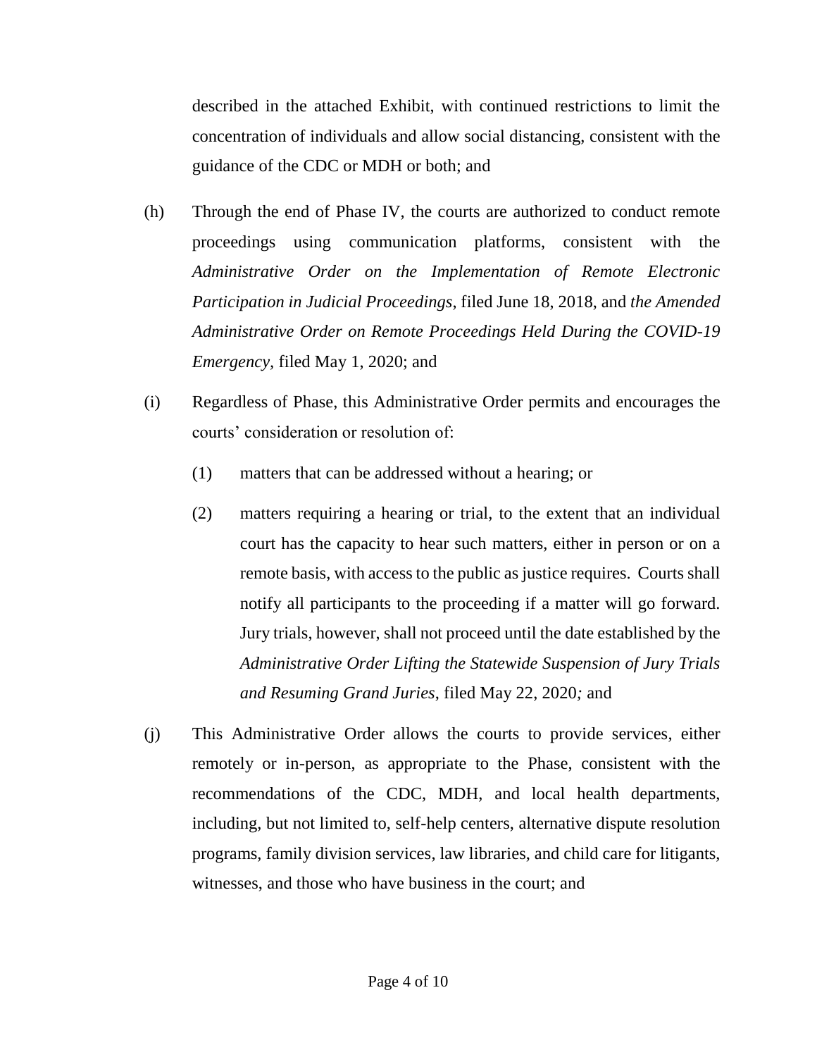described in the attached Exhibit, with continued restrictions to limit the concentration of individuals and allow social distancing, consistent with the guidance of the CDC or MDH or both; and

(h) Through the end of Phase IV, the courts are authorized to conduct remote proceedings using communication platforms, consistent with the *Administrative Order on the Implementation of Remote Electronic Participation in Judicial Proceedings*, filed June 18, 2018, and *the Amended Administrative Order on Remote Proceedings Held During the COVID-19 Emergency,* filed May 1, 2020; and

(i) Regardless of Phase, this Administrative Order permits and encourages the courts' consideration or resolution of:

   (1) matters that can be addressed without a hearing; or

   (2) matters requiring a hearing or trial, to the extent that an individual court has the capacity to hear such matters, either in person or on a remote basis, with access to the public as justice requires. Courts shall notify all participants to the proceeding if a matter will go forward. Jury trials, however, shall not proceed until the date established by the *Administrative Order Lifting the Statewide Suspension of Jury Trials and Resuming Grand Juries*, filed May 22, 2020*;* and

(j) This Administrative Order allows the courts to provide services, either remotely or in-person, as appropriate to the Phase, consistent with the recommendations of the CDC, MDH, and local health departments, including, but not limited to, self-help centers, alternative dispute resolution programs, family division services, law libraries, and child care for litigants, witnesses, and those who have business in the court; and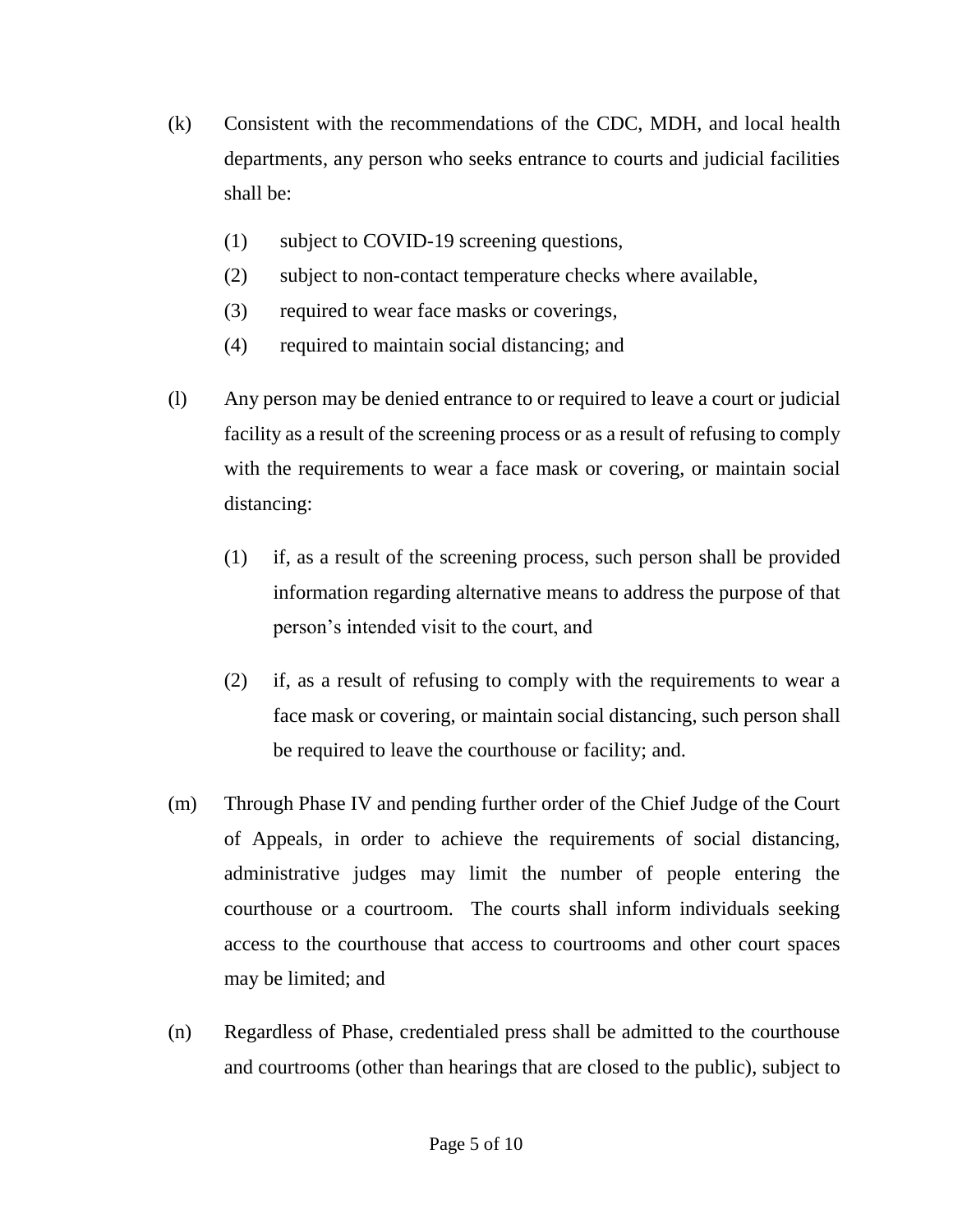(k) Consistent with the recommendations of the CDC, MDH, and local health departments, any person who seeks entrance to courts and judicial facilities shall be:

  (1) subject to COVID-19 screening questions,
  (2) subject to non-contact temperature checks where available,
  (3) required to wear face masks or coverings,
  (4) required to maintain social distancing; and

(l) Any person may be denied entrance to or required to leave a court or judicial facility as a result of the screening process or as a result of refusing to comply with the requirements to wear a face mask or covering, or maintain social distancing:

  (1) if, as a result of the screening process, such person shall be provided information regarding alternative means to address the purpose of that person's intended visit to the court, and

  (2) if, as a result of refusing to comply with the requirements to wear a face mask or covering, or maintain social distancing, such person shall be required to leave the courthouse or facility; and.

(m) Through Phase IV and pending further order of the Chief Judge of the Court of Appeals, in order to achieve the requirements of social distancing, administrative judges may limit the number of people entering the courthouse or a courtroom. The courts shall inform individuals seeking access to the courthouse that access to courtrooms and other court spaces may be limited; and

(n) Regardless of Phase, credentialed press shall be admitted to the courthouse and courtrooms (other than hearings that are closed to the public), subject to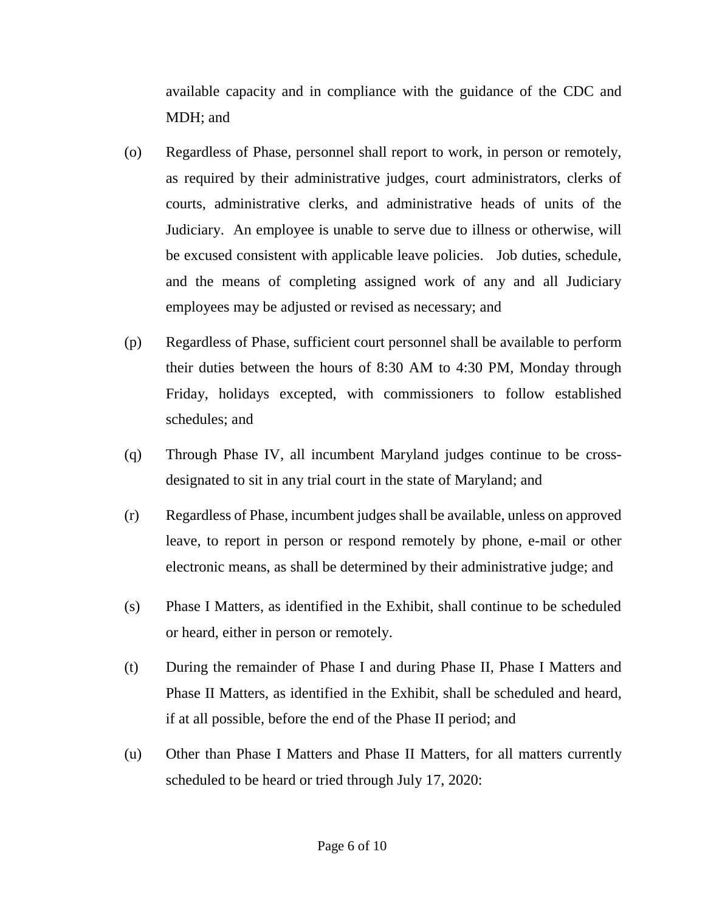available capacity and in compliance with the guidance of the CDC and MDH; and

(o) Regardless of Phase, personnel shall report to work, in person or remotely, as required by their administrative judges, court administrators, clerks of courts, administrative clerks, and administrative heads of units of the Judiciary. An employee is unable to serve due to illness or otherwise, will be excused consistent with applicable leave policies. Job duties, schedule, and the means of completing assigned work of any and all Judiciary employees may be adjusted or revised as necessary; and

(p) Regardless of Phase, sufficient court personnel shall be available to perform their duties between the hours of 8:30 AM to 4:30 PM, Monday through Friday, holidays excepted, with commissioners to follow established schedules; and

(q) Through Phase IV, all incumbent Maryland judges continue to be cross-designated to sit in any trial court in the state of Maryland; and

(r) Regardless of Phase, incumbent judges shall be available, unless on approved leave, to report in person or respond remotely by phone, e-mail or other electronic means, as shall be determined by their administrative judge; and

(s) Phase I Matters, as identified in the Exhibit, shall continue to be scheduled or heard, either in person or remotely.

(t) During the remainder of Phase I and during Phase II, Phase I Matters and Phase II Matters, as identified in the Exhibit, shall be scheduled and heard, if at all possible, before the end of the Phase II period; and

(u) Other than Phase I Matters and Phase II Matters, for all matters currently scheduled to be heard or tried through July 17, 2020: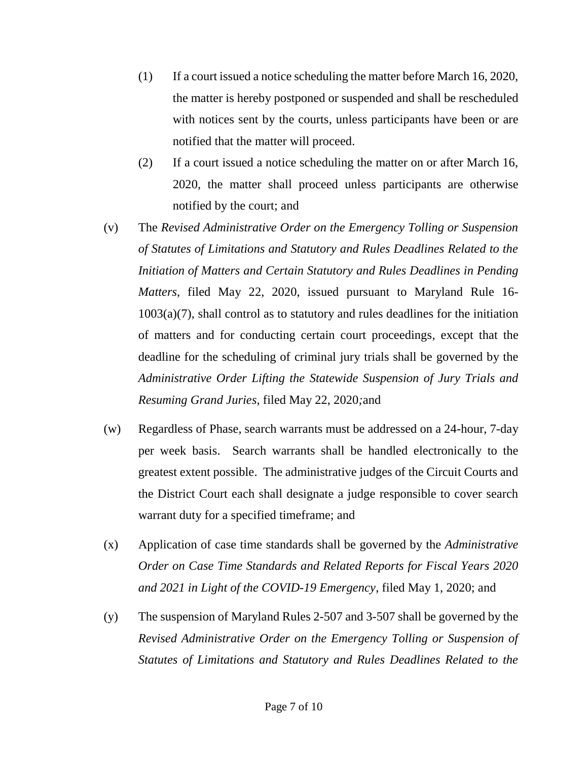(1) If a court issued a notice scheduling the matter before March 16, 2020, the matter is hereby postponed or suspended and shall be rescheduled with notices sent by the courts, unless participants have been or are notified that the matter will proceed.

(2) If a court issued a notice scheduling the matter on or after March 16, 2020, the matter shall proceed unless participants are otherwise notified by the court; and

(v) The *Revised Administrative Order on the Emergency Tolling or Suspension of Statutes of Limitations and Statutory and Rules Deadlines Related to the Initiation of Matters and Certain Statutory and Rules Deadlines in Pending Matters*, filed May 22, 2020, issued pursuant to Maryland Rule 16-1003(a)(7), shall control as to statutory and rules deadlines for the initiation of matters and for conducting certain court proceedings, except that the deadline for the scheduling of criminal jury trials shall be governed by the *Administrative Order Lifting the Statewide Suspension of Jury Trials and Resuming Grand Juries*, filed May 22, 2020*;*and

(w) Regardless of Phase, search warrants must be addressed on a 24-hour, 7-day per week basis. Search warrants shall be handled electronically to the greatest extent possible. The administrative judges of the Circuit Courts and the District Court each shall designate a judge responsible to cover search warrant duty for a specified timeframe; and

(x) Application of case time standards shall be governed by the *Administrative Order on Case Time Standards and Related Reports for Fiscal Years 2020 and 2021 in Light of the COVID-19 Emergency*, filed May 1, 2020; and

(y) The suspension of Maryland Rules 2-507 and 3-507 shall be governed by the *Revised Administrative Order on the Emergency Tolling or Suspension of Statutes of Limitations and Statutory and Rules Deadlines Related to the*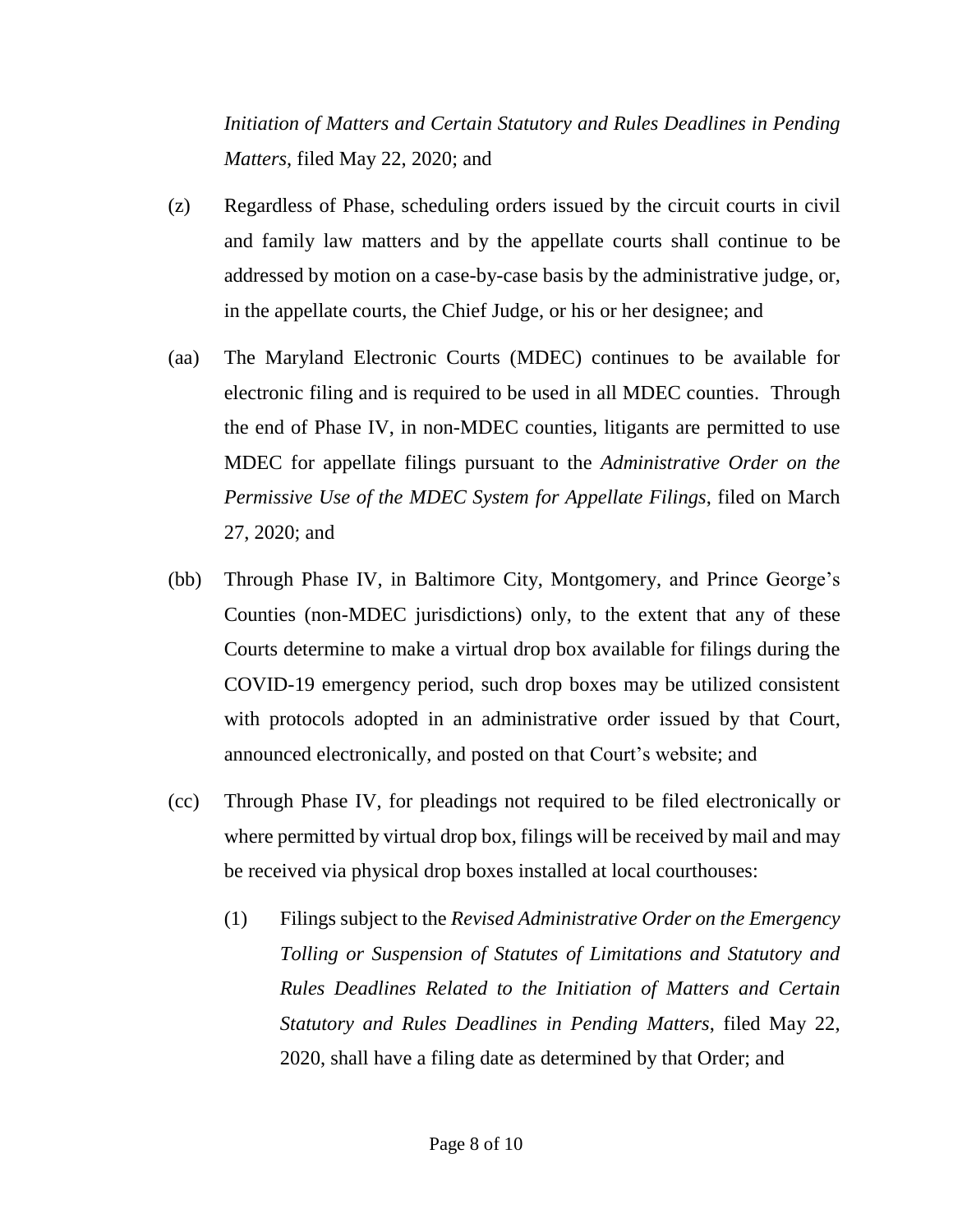*Initiation of Matters and Certain Statutory and Rules Deadlines in Pending Matters*, filed May 22, 2020; and

(z) Regardless of Phase, scheduling orders issued by the circuit courts in civil and family law matters and by the appellate courts shall continue to be addressed by motion on a case-by-case basis by the administrative judge, or, in the appellate courts, the Chief Judge, or his or her designee; and

(aa) The Maryland Electronic Courts (MDEC) continues to be available for electronic filing and is required to be used in all MDEC counties. Through the end of Phase IV, in non-MDEC counties, litigants are permitted to use MDEC for appellate filings pursuant to the *Administrative Order on the Permissive Use of the MDEC System for Appellate Filings*, filed on March 27, 2020; and

(bb) Through Phase IV, in Baltimore City, Montgomery, and Prince George's Counties (non-MDEC jurisdictions) only, to the extent that any of these Courts determine to make a virtual drop box available for filings during the COVID-19 emergency period, such drop boxes may be utilized consistent with protocols adopted in an administrative order issued by that Court, announced electronically, and posted on that Court's website; and

(cc) Through Phase IV, for pleadings not required to be filed electronically or where permitted by virtual drop box, filings will be received by mail and may be received via physical drop boxes installed at local courthouses:

 (1) Filings subject to the *Revised Administrative Order on the Emergency Tolling or Suspension of Statutes of Limitations and Statutory and Rules Deadlines Related to the Initiation of Matters and Certain Statutory and Rules Deadlines in Pending Matters*, filed May 22, 2020, shall have a filing date as determined by that Order; and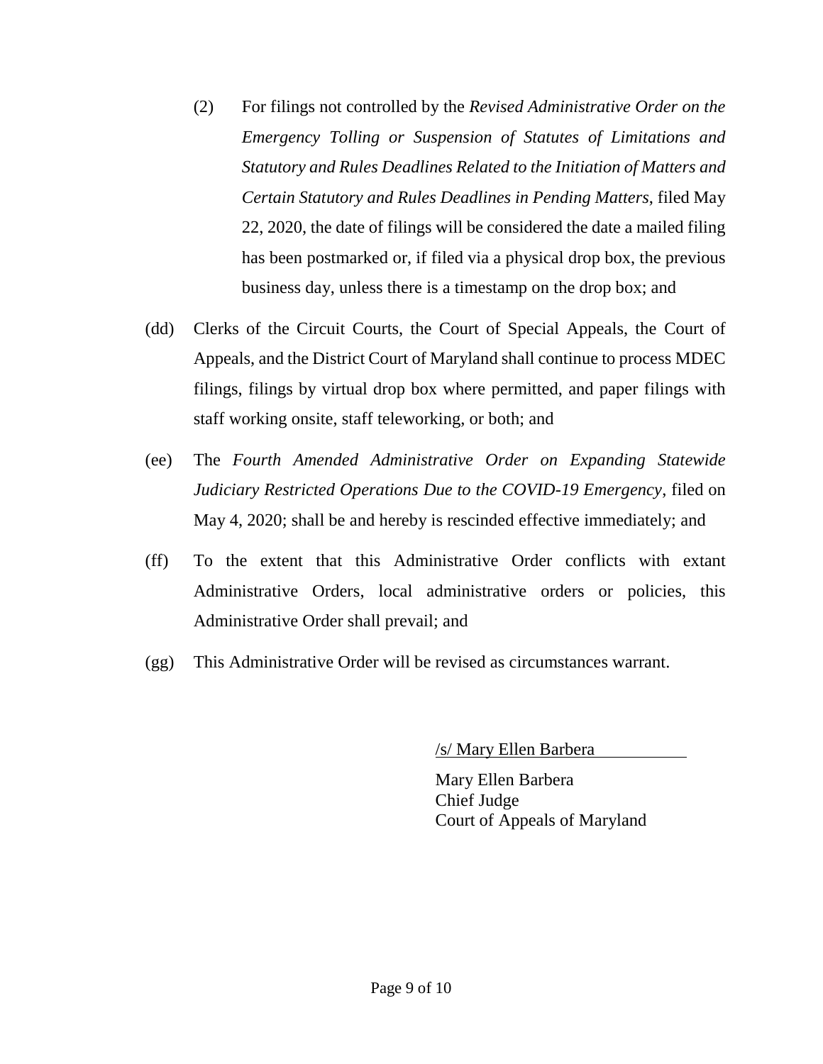(2) For filings not controlled by the *Revised Administrative Order on the Emergency Tolling or Suspension of Statutes of Limitations and Statutory and Rules Deadlines Related to the Initiation of Matters and Certain Statutory and Rules Deadlines in Pending Matters*, filed May 22, 2020, the date of filings will be considered the date a mailed filing has been postmarked or, if filed via a physical drop box, the previous business day, unless there is a timestamp on the drop box; and

(dd) Clerks of the Circuit Courts, the Court of Special Appeals, the Court of Appeals, and the District Court of Maryland shall continue to process MDEC filings, filings by virtual drop box where permitted, and paper filings with staff working onsite, staff teleworking, or both; and

(ee) The *Fourth Amended Administrative Order on Expanding Statewide Judiciary Restricted Operations Due to the COVID-19 Emergency*, filed on May 4, 2020; shall be and hereby is rescinded effective immediately; and

(ff) To the extent that this Administrative Order conflicts with extant Administrative Orders, local administrative orders or policies, this Administrative Order shall prevail; and

(gg) This Administrative Order will be revised as circumstances warrant.

/s/ Mary Ellen Barbera

Mary Ellen Barbera
Chief Judge
Court of Appeals of Maryland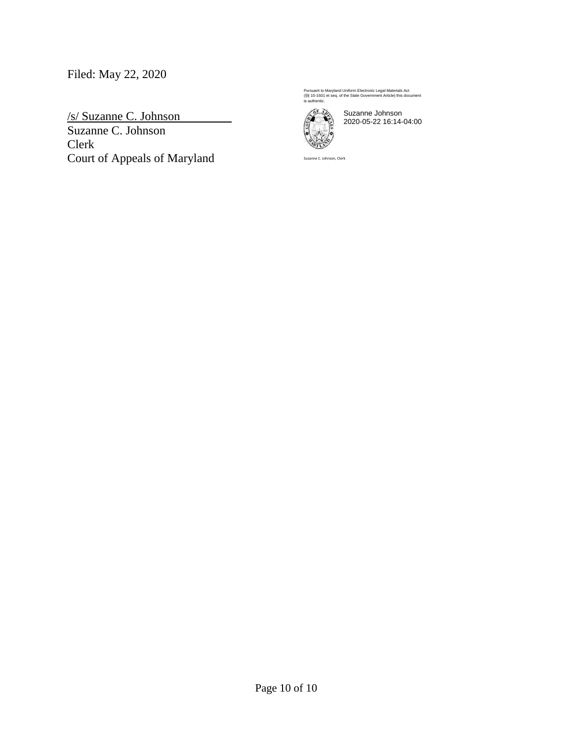Filed: May 22, 2020

/s/ Suzanne C. Johnson
Suzanne C. Johnson
Clerk
Court of Appeals of Maryland

Pursuant to Maryland Uniform Electronic Legal Materials Act (§§ 10-1601 et seq. of the State Government Article) this document is authentic.

Suzanne Johnson
2020-05-22 16:14-04:00

Suzanne C. Johnson, Clerk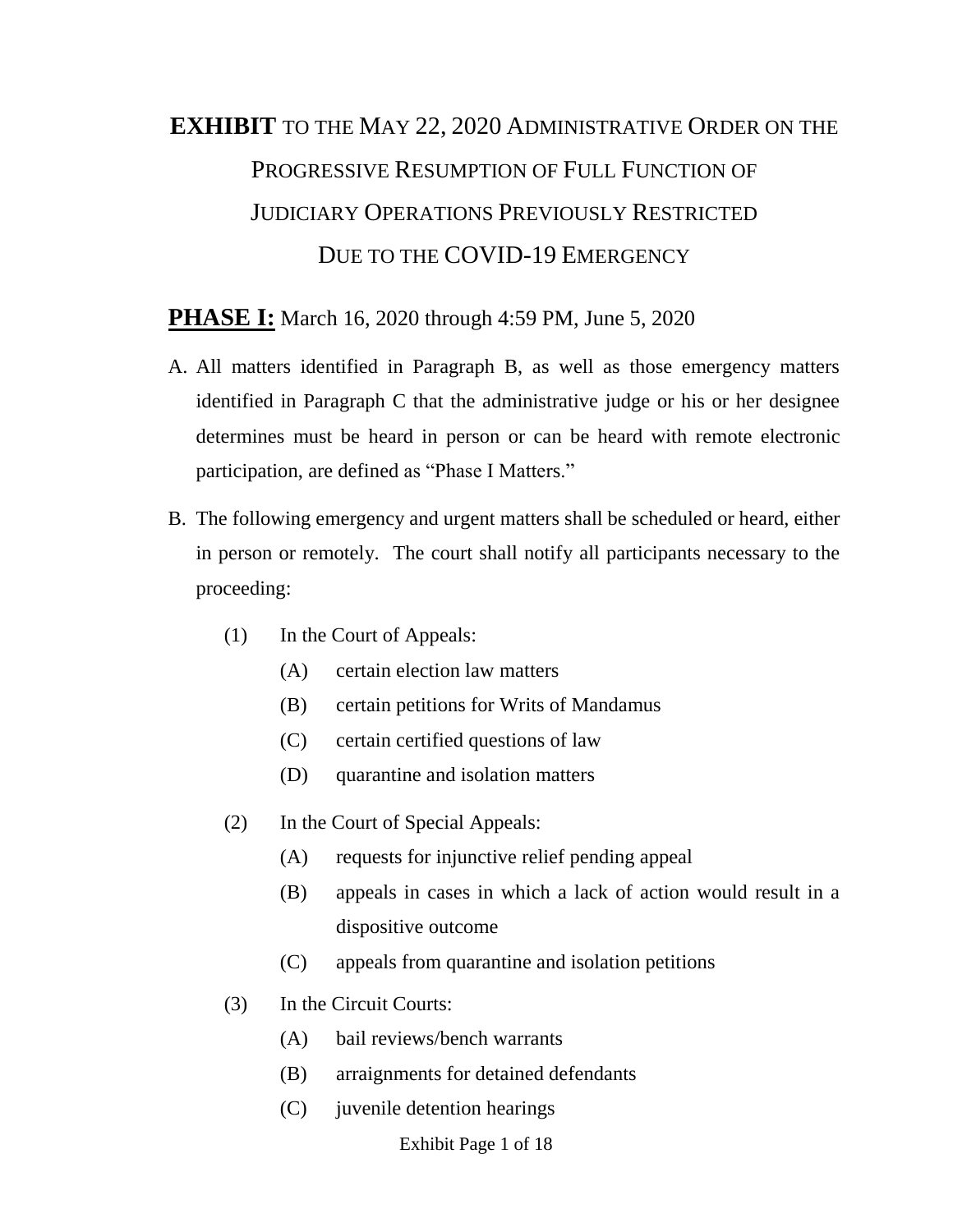# **EXHIBIT** TO THE MAY 22, 2020 ADMINISTRATIVE ORDER ON THE PROGRESSIVE RESUMPTION OF FULL FUNCTION OF JUDICIARY OPERATIONS PREVIOUSLY RESTRICTED DUE TO THE COVID-19 EMERGENCY

## **PHASE I:** March 16, 2020 through 4:59 PM, June 5, 2020

A. All matters identified in Paragraph B, as well as those emergency matters identified in Paragraph C that the administrative judge or his or her designee determines must be heard in person or can be heard with remote electronic participation, are defined as "Phase I Matters."

B. The following emergency and urgent matters shall be scheduled or heard, either in person or remotely. The court shall notify all participants necessary to the proceeding:

  (1) In the Court of Appeals:

    (A) certain election law matters

    (B) certain petitions for Writs of Mandamus

    (C) certain certified questions of law

    (D) quarantine and isolation matters

  (2) In the Court of Special Appeals:

    (A) requests for injunctive relief pending appeal

    (B) appeals in cases in which a lack of action would result in a dispositive outcome

    (C) appeals from quarantine and isolation petitions

  (3) In the Circuit Courts:

    (A) bail reviews/bench warrants

    (B) arraignments for detained defendants

    (C) juvenile detention hearings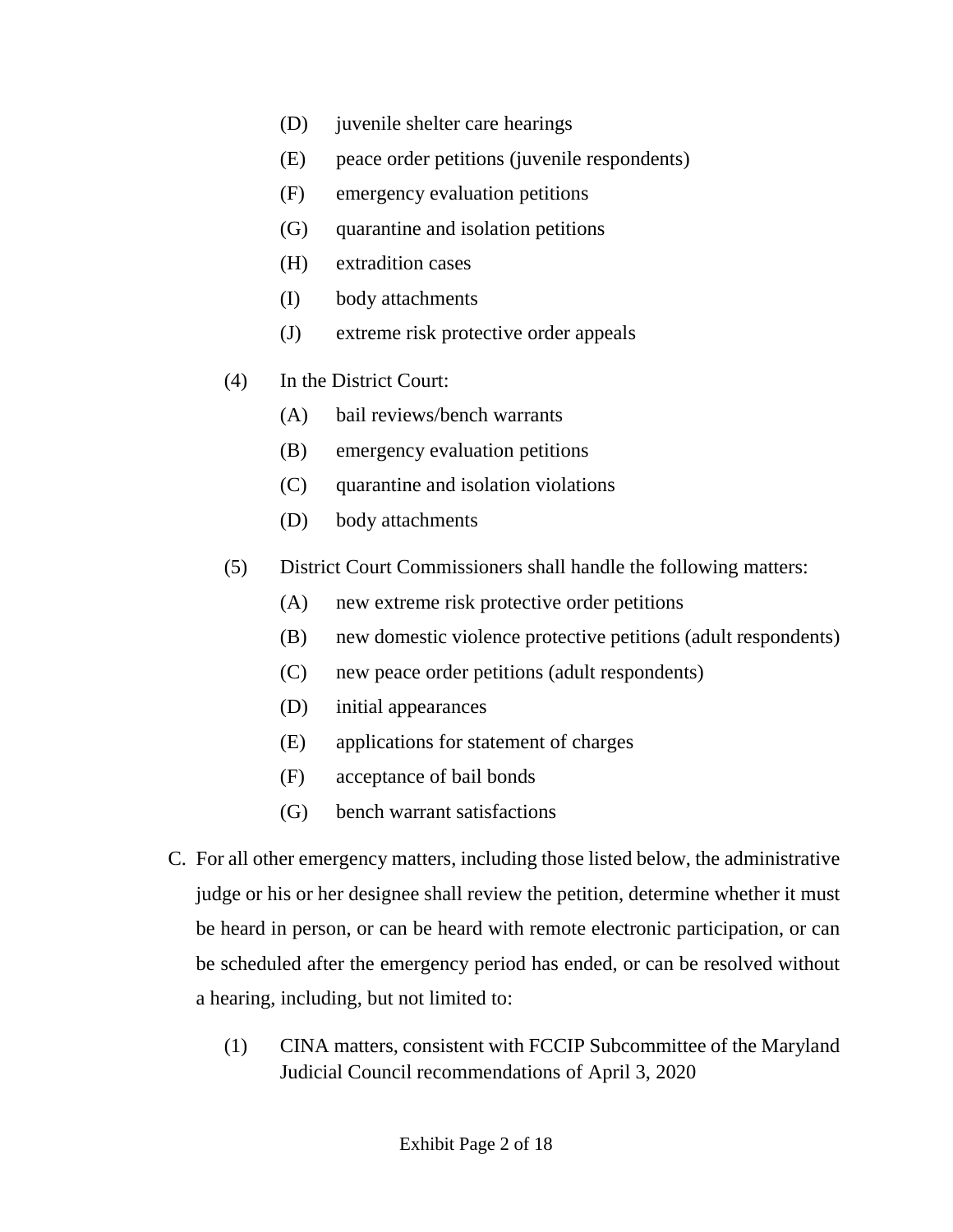(D) juvenile shelter care hearings

(E) peace order petitions (juvenile respondents)

(F) emergency evaluation petitions

(G) quarantine and isolation petitions

(H) extradition cases

(I) body attachments

(J) extreme risk protective order appeals

(4) In the District Court:

(A) bail reviews/bench warrants

(B) emergency evaluation petitions

(C) quarantine and isolation violations

(D) body attachments

(5) District Court Commissioners shall handle the following matters:

(A) new extreme risk protective order petitions

(B) new domestic violence protective petitions (adult respondents)

(C) new peace order petitions (adult respondents)

(D) initial appearances

(E) applications for statement of charges

(F) acceptance of bail bonds

(G) bench warrant satisfactions

C. For all other emergency matters, including those listed below, the administrative judge or his or her designee shall review the petition, determine whether it must be heard in person, or can be heard with remote electronic participation, or can be scheduled after the emergency period has ended, or can be resolved without a hearing, including, but not limited to:

(1) CINA matters, consistent with FCCIP Subcommittee of the Maryland Judicial Council recommendations of April 3, 2020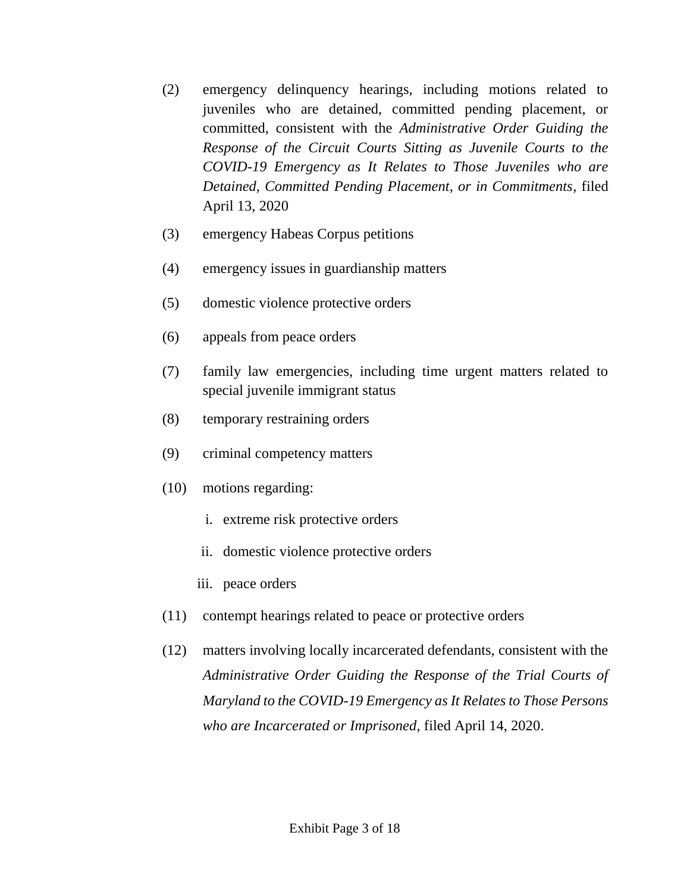(2) emergency delinquency hearings, including motions related to juveniles who are detained, committed pending placement, or committed, consistent with the *Administrative Order Guiding the Response of the Circuit Courts Sitting as Juvenile Courts to the COVID-19 Emergency as It Relates to Those Juveniles who are Detained, Committed Pending Placement, or in Commitments*, filed April 13, 2020

(3) emergency Habeas Corpus petitions

(4) emergency issues in guardianship matters

(5) domestic violence protective orders

(6) appeals from peace orders

(7) family law emergencies, including time urgent matters related to special juvenile immigrant status

(8) temporary restraining orders

(9) criminal competency matters

(10) motions regarding:

   i. extreme risk protective orders

   ii. domestic violence protective orders

   iii. peace orders

(11) contempt hearings related to peace or protective orders

(12) matters involving locally incarcerated defendants, consistent with the *Administrative Order Guiding the Response of the Trial Courts of Maryland to the COVID-19 Emergency as It Relates to Those Persons who are Incarcerated or Imprisoned*, filed April 14, 2020.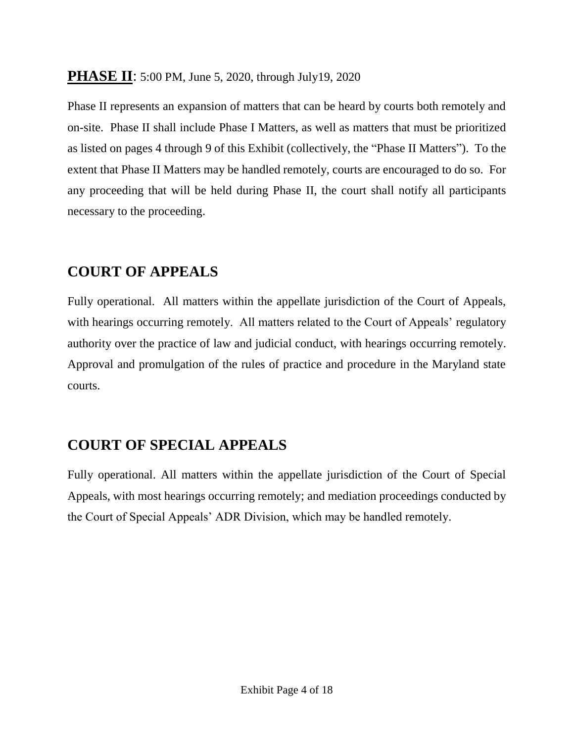**PHASE II**: 5:00 PM, June 5, 2020, through July19, 2020

Phase II represents an expansion of matters that can be heard by courts both remotely and on-site. Phase II shall include Phase I Matters, as well as matters that must be prioritized as listed on pages 4 through 9 of this Exhibit (collectively, the "Phase II Matters"). To the extent that Phase II Matters may be handled remotely, courts are encouraged to do so. For any proceeding that will be held during Phase II, the court shall notify all participants necessary to the proceeding.

## COURT OF APPEALS

Fully operational. All matters within the appellate jurisdiction of the Court of Appeals, with hearings occurring remotely. All matters related to the Court of Appeals' regulatory authority over the practice of law and judicial conduct, with hearings occurring remotely. Approval and promulgation of the rules of practice and procedure in the Maryland state courts.

## COURT OF SPECIAL APPEALS

Fully operational. All matters within the appellate jurisdiction of the Court of Special Appeals, with most hearings occurring remotely; and mediation proceedings conducted by the Court of Special Appeals' ADR Division, which may be handled remotely.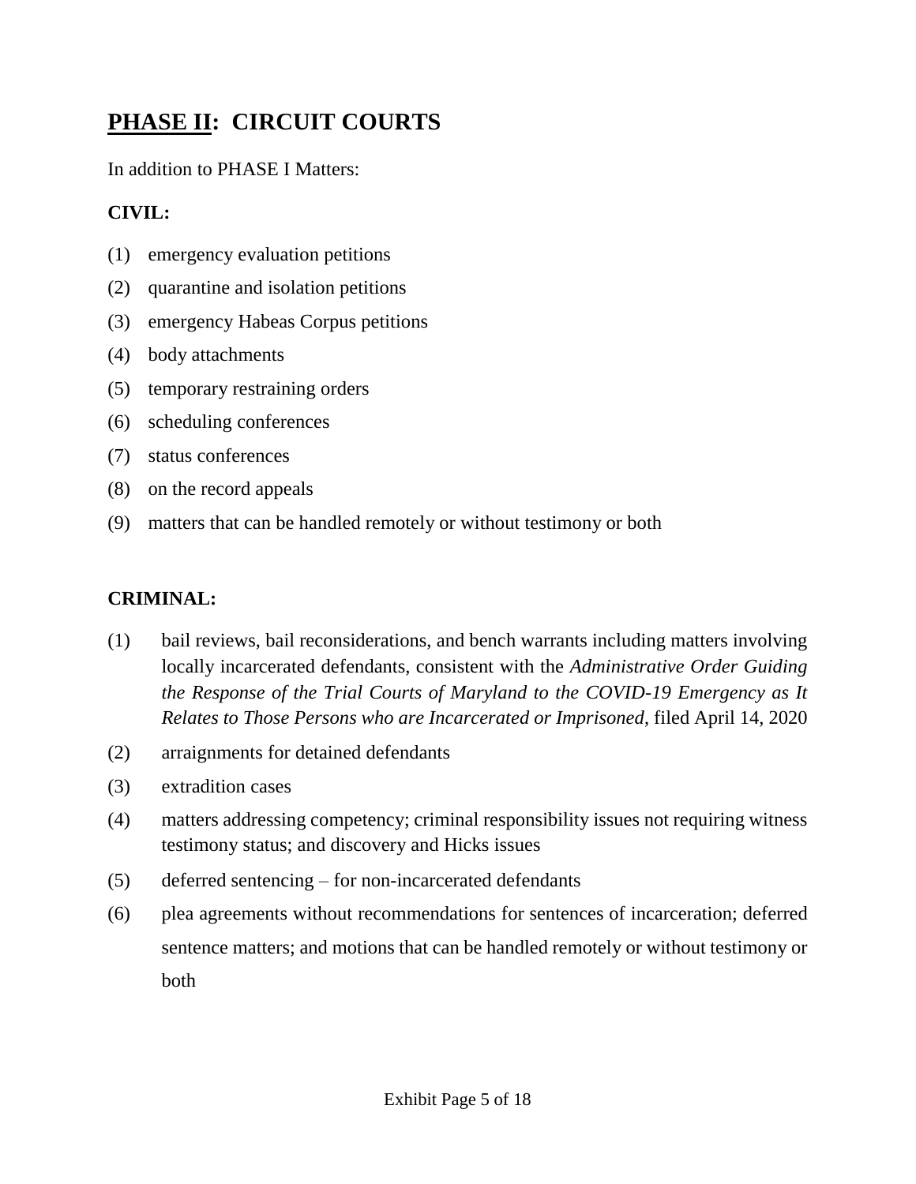## PHASE II: CIRCUIT COURTS

In addition to PHASE I Matters:

**CIVIL:**

(1) emergency evaluation petitions

(2) quarantine and isolation petitions

(3) emergency Habeas Corpus petitions

(4) body attachments

(5) temporary restraining orders

(6) scheduling conferences

(7) status conferences

(8) on the record appeals

(9) matters that can be handled remotely or without testimony or both

**CRIMINAL:**

(1) bail reviews, bail reconsiderations, and bench warrants including matters involving locally incarcerated defendants, consistent with the *Administrative Order Guiding the Response of the Trial Courts of Maryland to the COVID-19 Emergency as It Relates to Those Persons who are Incarcerated or Imprisoned*, filed April 14, 2020

(2) arraignments for detained defendants

(3) extradition cases

(4) matters addressing competency; criminal responsibility issues not requiring witness testimony status; and discovery and Hicks issues

(5) deferred sentencing – for non-incarcerated defendants

(6) plea agreements without recommendations for sentences of incarceration; deferred sentence matters; and motions that can be handled remotely or without testimony or both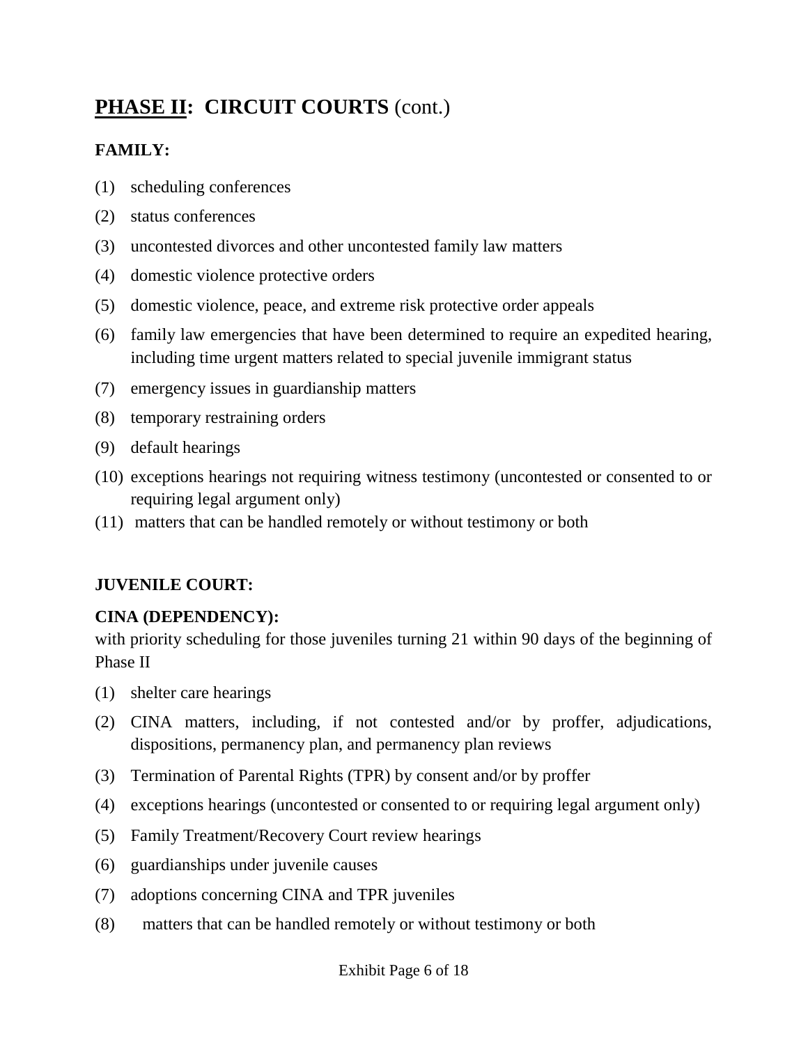# **PHASE II: CIRCUIT COURTS** (cont.)

**FAMILY:**

(1) scheduling conferences

(2) status conferences

(3) uncontested divorces and other uncontested family law matters

(4) domestic violence protective orders

(5) domestic violence, peace, and extreme risk protective order appeals

(6) family law emergencies that have been determined to require an expedited hearing, including time urgent matters related to special juvenile immigrant status

(7) emergency issues in guardianship matters

(8) temporary restraining orders

(9) default hearings

(10) exceptions hearings not requiring witness testimony (uncontested or consented to or requiring legal argument only)

(11) matters that can be handled remotely or without testimony or both

**JUVENILE COURT:**

**CINA (DEPENDENCY):**
with priority scheduling for those juveniles turning 21 within 90 days of the beginning of Phase II

(1) shelter care hearings

(2) CINA matters, including, if not contested and/or by proffer, adjudications, dispositions, permanency plan, and permanency plan reviews

(3) Termination of Parental Rights (TPR) by consent and/or by proffer

(4) exceptions hearings (uncontested or consented to or requiring legal argument only)

(5) Family Treatment/Recovery Court review hearings

(6) guardianships under juvenile causes

(7) adoptions concerning CINA and TPR juveniles

(8) matters that can be handled remotely or without testimony or both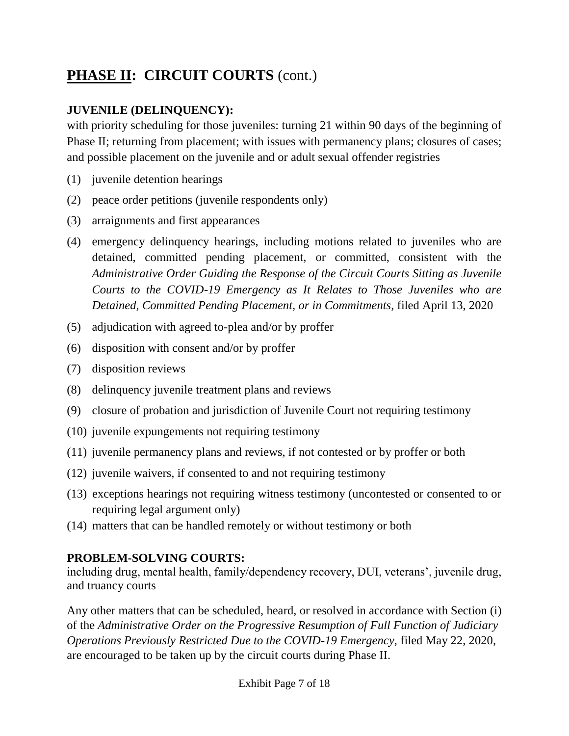## **PHASE II: CIRCUIT COURTS** (cont.)

### **JUVENILE (DELINQUENCY):**

with priority scheduling for those juveniles: turning 21 within 90 days of the beginning of Phase II; returning from placement; with issues with permanency plans; closures of cases; and possible placement on the juvenile and or adult sexual offender registries

(1) juvenile detention hearings

(2) peace order petitions (juvenile respondents only)

(3) arraignments and first appearances

(4) emergency delinquency hearings, including motions related to juveniles who are detained, committed pending placement, or committed, consistent with the *Administrative Order Guiding the Response of the Circuit Courts Sitting as Juvenile Courts to the COVID-19 Emergency as It Relates to Those Juveniles who are Detained, Committed Pending Placement, or in Commitments*, filed April 13, 2020

(5) adjudication with agreed to-plea and/or by proffer

(6) disposition with consent and/or by proffer

(7) disposition reviews

(8) delinquency juvenile treatment plans and reviews

(9) closure of probation and jurisdiction of Juvenile Court not requiring testimony

(10) juvenile expungements not requiring testimony

(11) juvenile permanency plans and reviews, if not contested or by proffer or both

(12) juvenile waivers, if consented to and not requiring testimony

(13) exceptions hearings not requiring witness testimony (uncontested or consented to or requiring legal argument only)

(14) matters that can be handled remotely or without testimony or both

### **PROBLEM-SOLVING COURTS:**

including drug, mental health, family/dependency recovery, DUI, veterans', juvenile drug, and truancy courts

Any other matters that can be scheduled, heard, or resolved in accordance with Section (i) of the *Administrative Order on the Progressive Resumption of Full Function of Judiciary Operations Previously Restricted Due to the COVID-19 Emergency*, filed May 22, 2020, are encouraged to be taken up by the circuit courts during Phase II.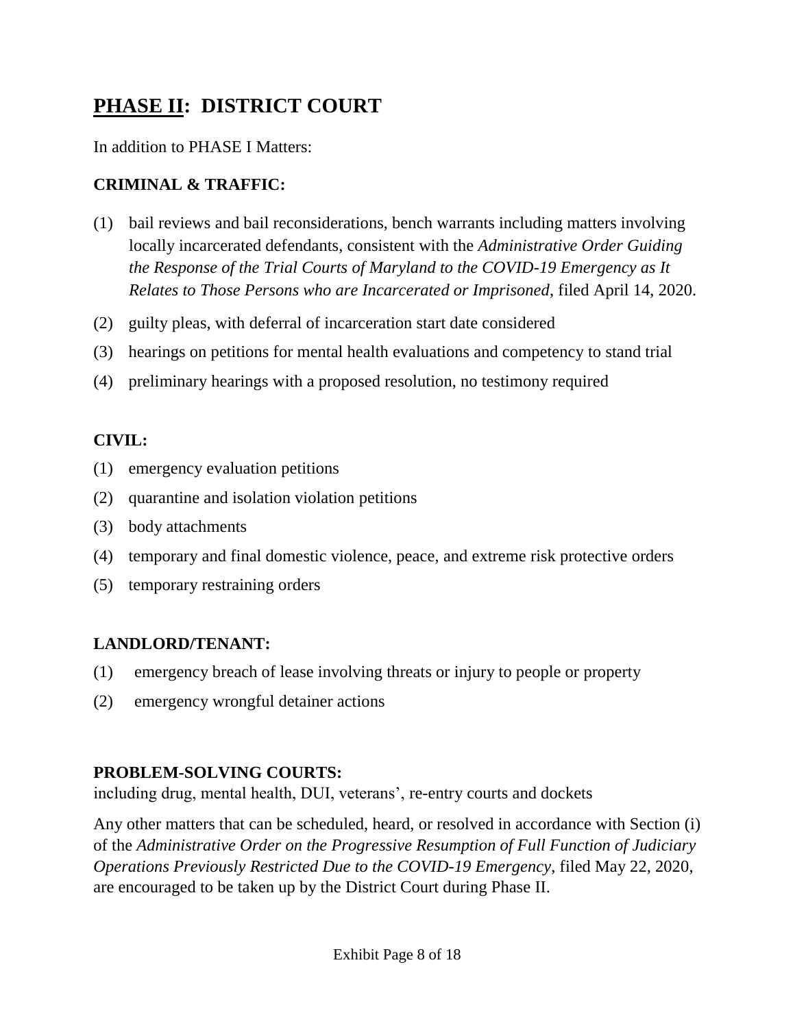# PHASE II: DISTRICT COURT

In addition to PHASE I Matters:

## CRIMINAL & TRAFFIC:

(1) bail reviews and bail reconsiderations, bench warrants including matters involving locally incarcerated defendants, consistent with the *Administrative Order Guiding the Response of the Trial Courts of Maryland to the COVID-19 Emergency as It Relates to Those Persons who are Incarcerated or Imprisoned*, filed April 14, 2020.

(2) guilty pleas, with deferral of incarceration start date considered

(3) hearings on petitions for mental health evaluations and competency to stand trial

(4) preliminary hearings with a proposed resolution, no testimony required

## CIVIL:

(1) emergency evaluation petitions

(2) quarantine and isolation violation petitions

(3) body attachments

(4) temporary and final domestic violence, peace, and extreme risk protective orders

(5) temporary restraining orders

## LANDLORD/TENANT:

(1) emergency breach of lease involving threats or injury to people or property

(2) emergency wrongful detainer actions

## PROBLEM-SOLVING COURTS:

including drug, mental health, DUI, veterans', re-entry courts and dockets

Any other matters that can be scheduled, heard, or resolved in accordance with Section (i) of the *Administrative Order on the Progressive Resumption of Full Function of Judiciary Operations Previously Restricted Due to the COVID-19 Emergency*, filed May 22, 2020, are encouraged to be taken up by the District Court during Phase II.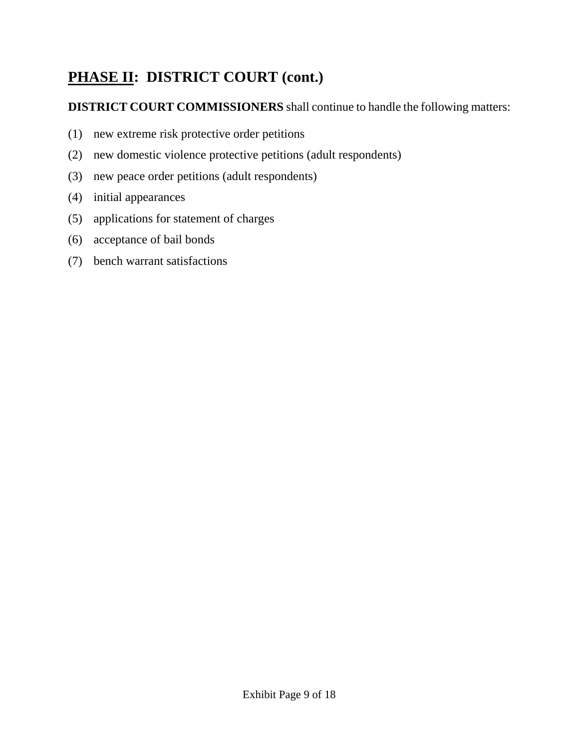## <u>PHASE II</u>: DISTRICT COURT (cont.)

**DISTRICT COURT COMMISSIONERS** shall continue to handle the following matters:

(1) new extreme risk protective order petitions

(2) new domestic violence protective petitions (adult respondents)

(3) new peace order petitions (adult respondents)

(4) initial appearances

(5) applications for statement of charges

(6) acceptance of bail bonds

(7) bench warrant satisfactions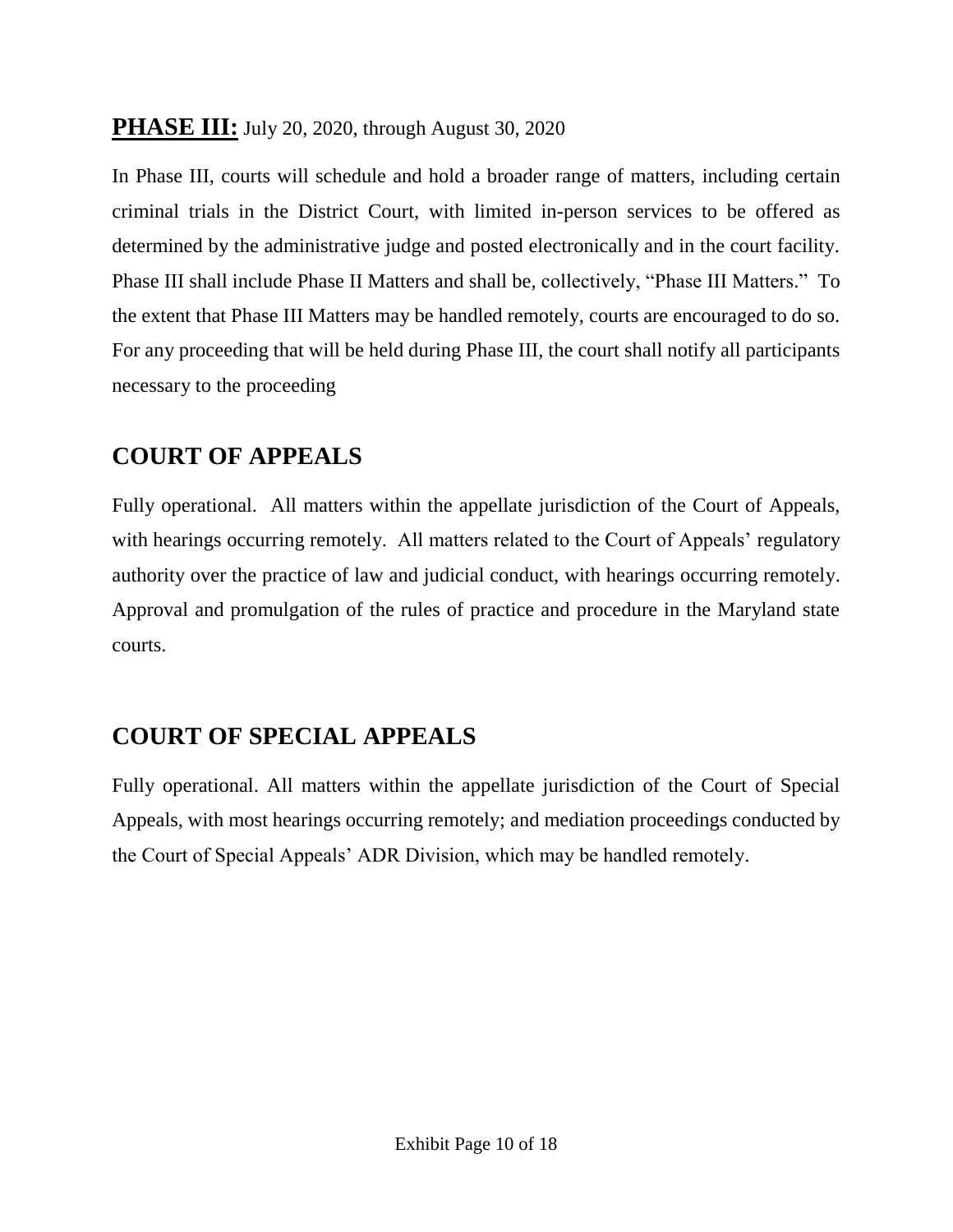## **PHASE III:** July 20, 2020, through August 30, 2020

In Phase III, courts will schedule and hold a broader range of matters, including certain criminal trials in the District Court, with limited in-person services to be offered as determined by the administrative judge and posted electronically and in the court facility. Phase III shall include Phase II Matters and shall be, collectively, "Phase III Matters." To the extent that Phase III Matters may be handled remotely, courts are encouraged to do so. For any proceeding that will be held during Phase III, the court shall notify all participants necessary to the proceeding

## COURT OF APPEALS

Fully operational. All matters within the appellate jurisdiction of the Court of Appeals, with hearings occurring remotely. All matters related to the Court of Appeals' regulatory authority over the practice of law and judicial conduct, with hearings occurring remotely. Approval and promulgation of the rules of practice and procedure in the Maryland state courts.

## COURT OF SPECIAL APPEALS

Fully operational. All matters within the appellate jurisdiction of the Court of Special Appeals, with most hearings occurring remotely; and mediation proceedings conducted by the Court of Special Appeals' ADR Division, which may be handled remotely.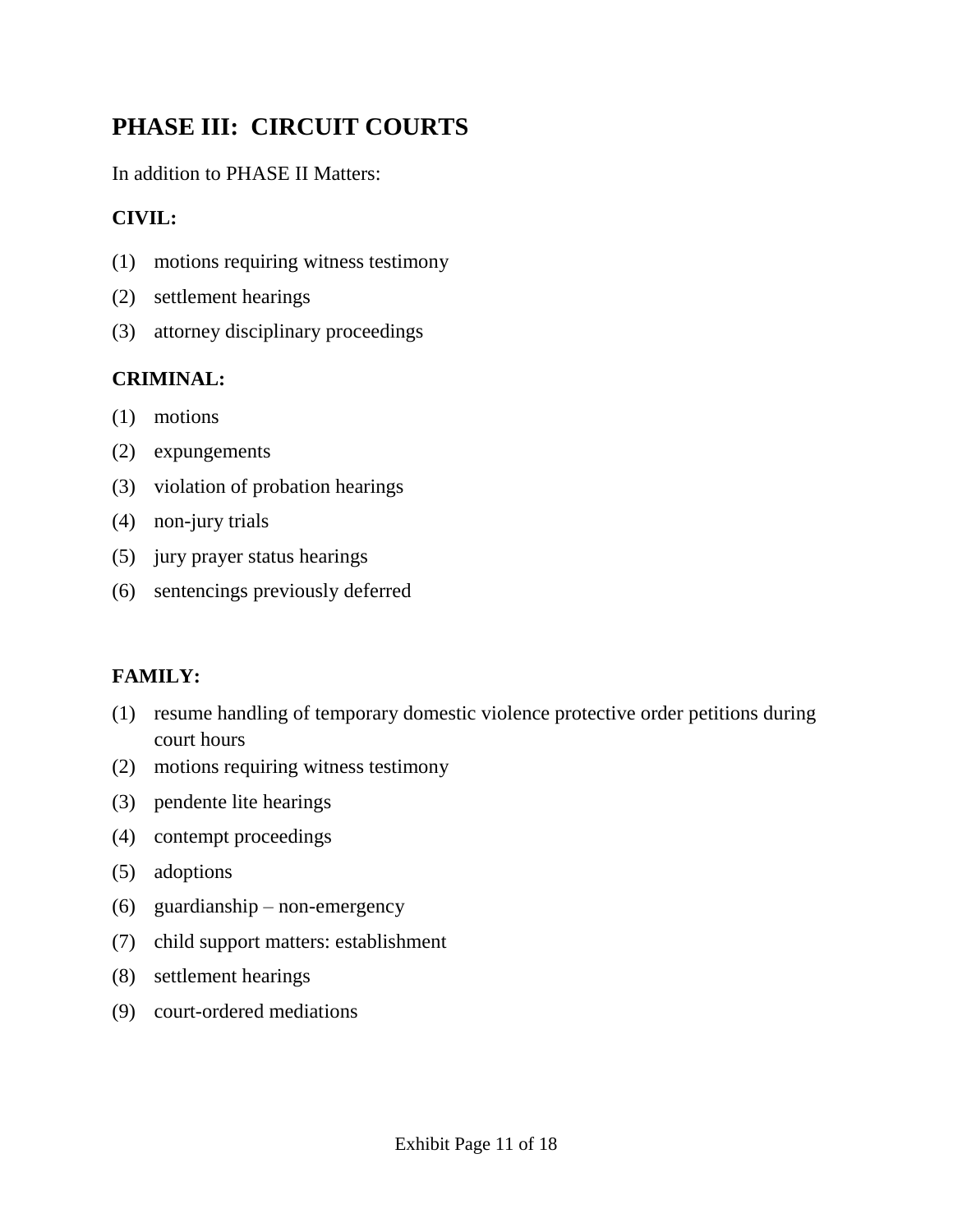## PHASE III: CIRCUIT COURTS

In addition to PHASE II Matters:

**CIVIL:**

(1) motions requiring witness testimony

(2) settlement hearings

(3) attorney disciplinary proceedings

**CRIMINAL:**

(1) motions

(2) expungements

(3) violation of probation hearings

(4) non-jury trials

(5) jury prayer status hearings

(6) sentencings previously deferred

**FAMILY:**

(1) resume handling of temporary domestic violence protective order petitions during court hours

(2) motions requiring witness testimony

(3) pendente lite hearings

(4) contempt proceedings

(5) adoptions

(6) guardianship – non-emergency

(7) child support matters: establishment

(8) settlement hearings

(9) court-ordered mediations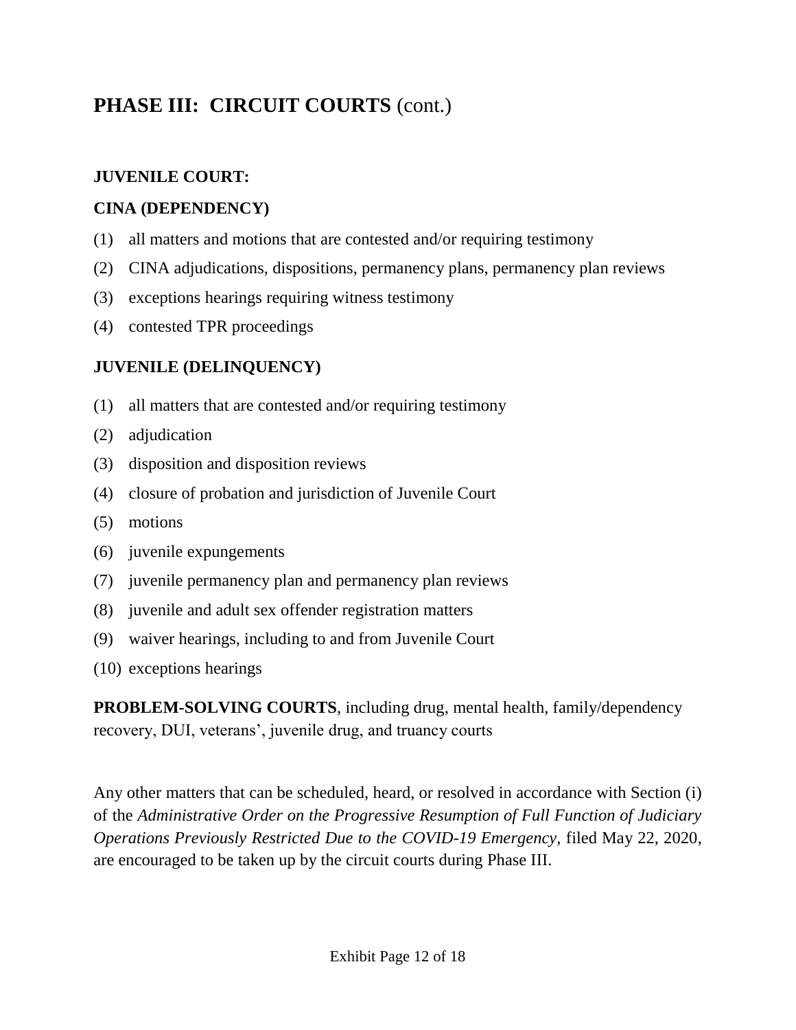## **PHASE III: CIRCUIT COURTS** (cont.)

**JUVENILE COURT:**

**CINA (DEPENDENCY)**

(1) all matters and motions that are contested and/or requiring testimony

(2) CINA adjudications, dispositions, permanency plans, permanency plan reviews

(3) exceptions hearings requiring witness testimony

(4) contested TPR proceedings

**JUVENILE (DELINQUENCY)**

(1) all matters that are contested and/or requiring testimony

(2) adjudication

(3) disposition and disposition reviews

(4) closure of probation and jurisdiction of Juvenile Court

(5) motions

(6) juvenile expungements

(7) juvenile permanency plan and permanency plan reviews

(8) juvenile and adult sex offender registration matters

(9) waiver hearings, including to and from Juvenile Court

(10) exceptions hearings

**PROBLEM-SOLVING COURTS**, including drug, mental health, family/dependency recovery, DUI, veterans', juvenile drug, and truancy courts

Any other matters that can be scheduled, heard, or resolved in accordance with Section (i) of the *Administrative Order on the Progressive Resumption of Full Function of Judiciary Operations Previously Restricted Due to the COVID-19 Emergency*, filed May 22, 2020, are encouraged to be taken up by the circuit courts during Phase III.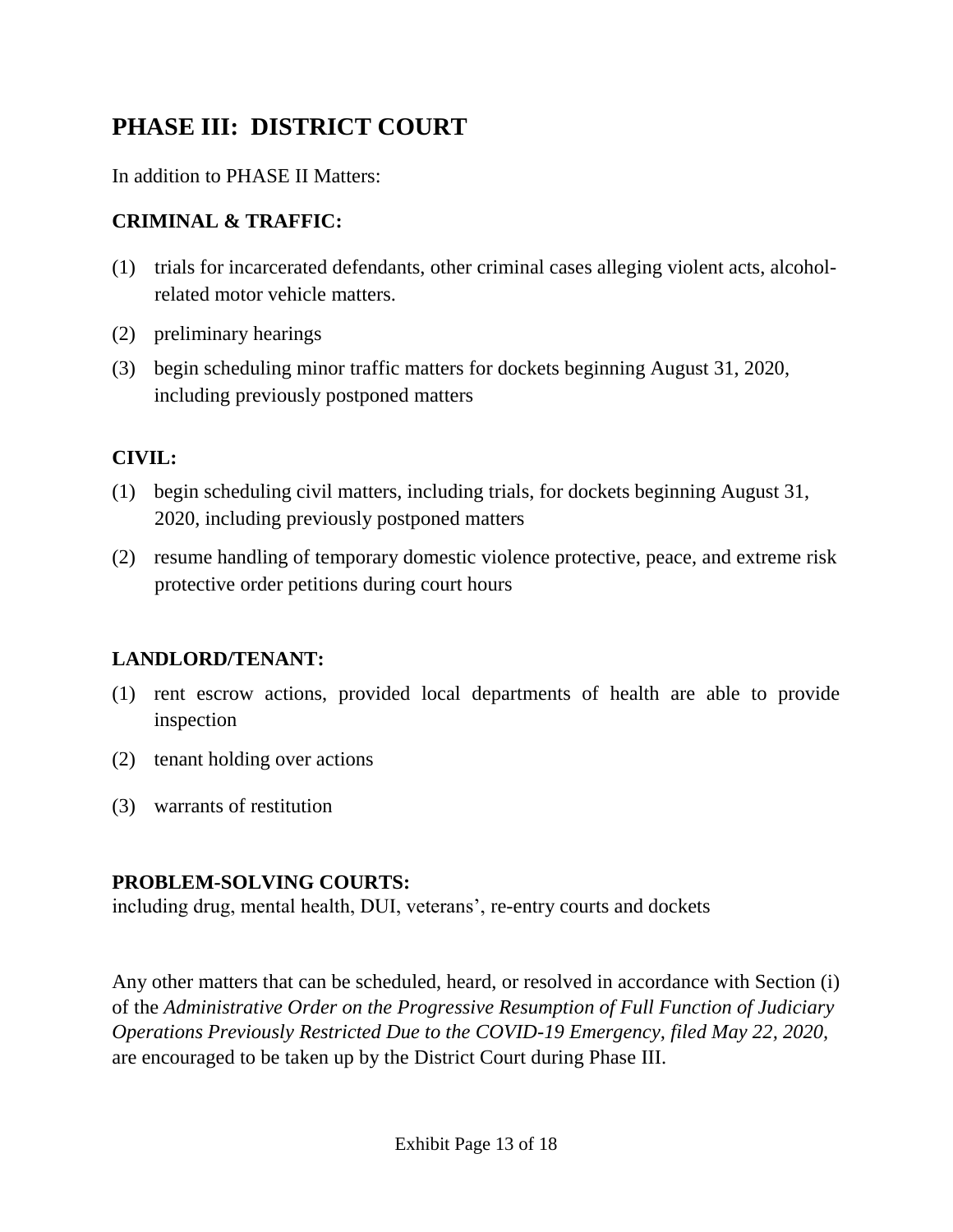## PHASE III: DISTRICT COURT

In addition to PHASE II Matters:

### CRIMINAL & TRAFFIC:

(1) trials for incarcerated defendants, other criminal cases alleging violent acts, alcohol-related motor vehicle matters.

(2) preliminary hearings

(3) begin scheduling minor traffic matters for dockets beginning August 31, 2020, including previously postponed matters

### CIVIL:

(1) begin scheduling civil matters, including trials, for dockets beginning August 31, 2020, including previously postponed matters

(2) resume handling of temporary domestic violence protective, peace, and extreme risk protective order petitions during court hours

### LANDLORD/TENANT:

(1) rent escrow actions, provided local departments of health are able to provide inspection

(2) tenant holding over actions

(3) warrants of restitution

### PROBLEM-SOLVING COURTS:

including drug, mental health, DUI, veterans', re-entry courts and dockets

Any other matters that can be scheduled, heard, or resolved in accordance with Section (i) of the *Administrative Order on the Progressive Resumption of Full Function of Judiciary Operations Previously Restricted Due to the COVID-19 Emergency, filed May 22, 2020,* are encouraged to be taken up by the District Court during Phase III.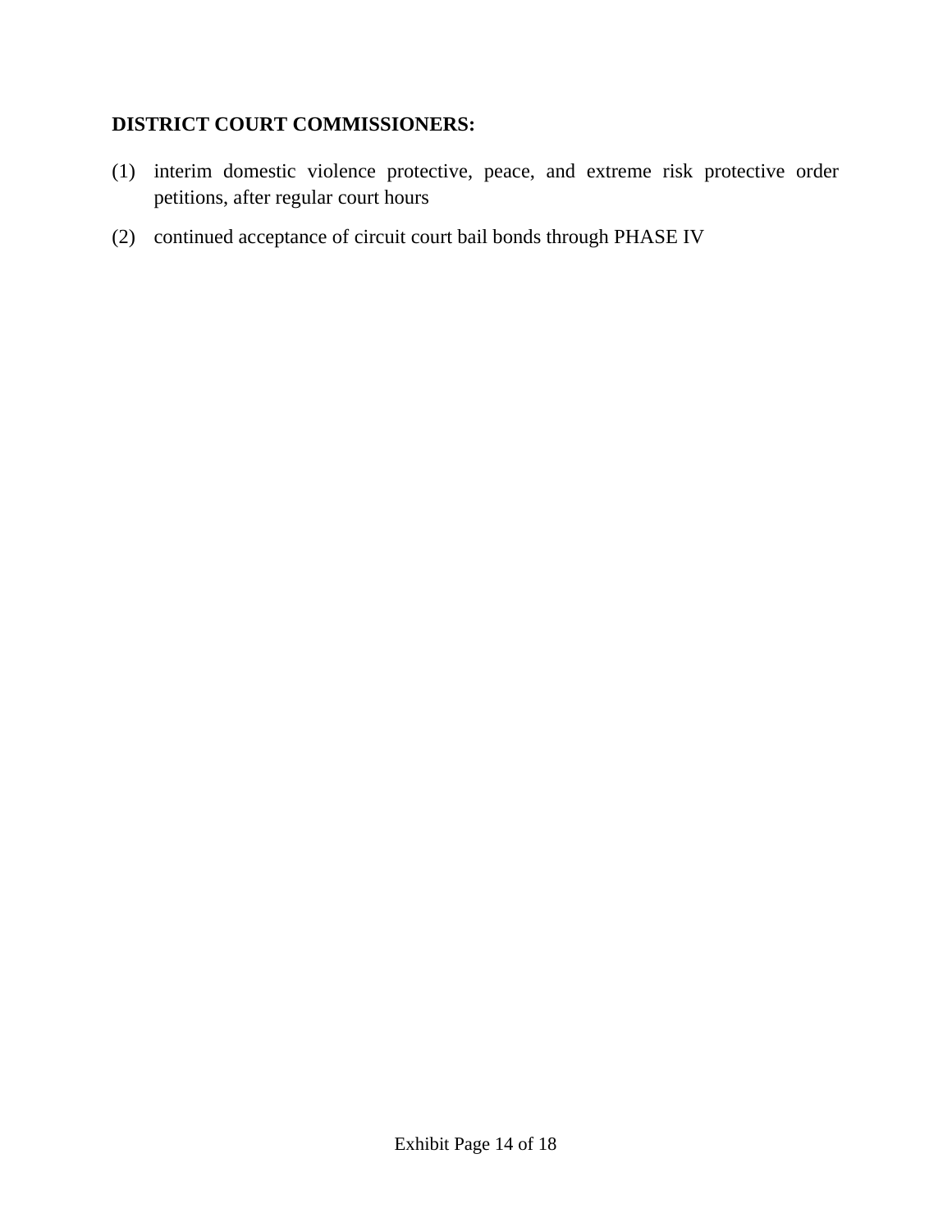**DISTRICT COURT COMMISSIONERS:**

(1) interim domestic violence protective, peace, and extreme risk protective order petitions, after regular court hours

(2) continued acceptance of circuit court bail bonds through PHASE IV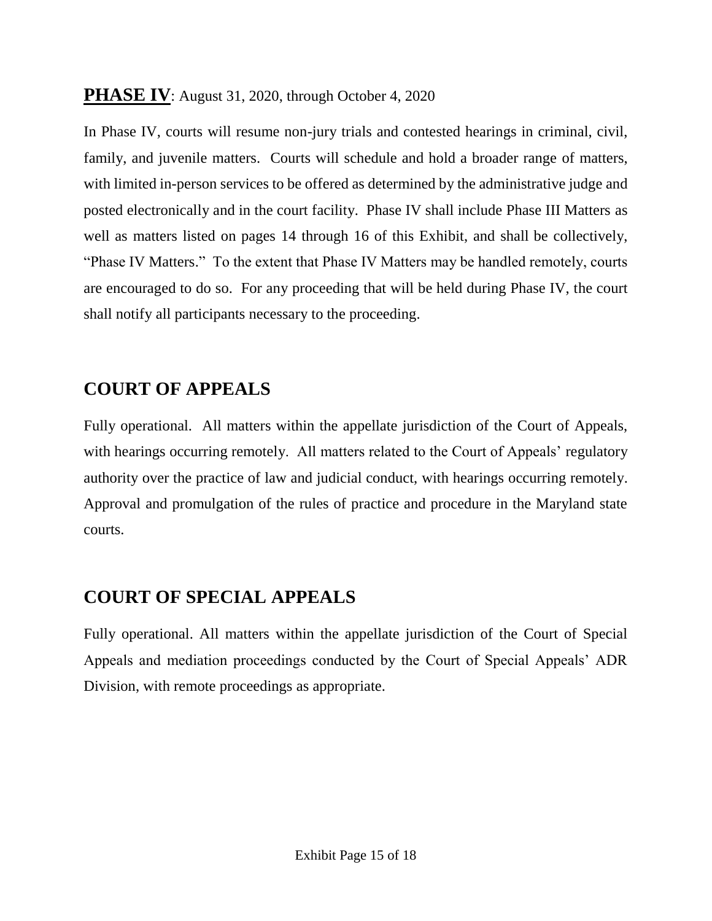## **PHASE IV**: August 31, 2020, through October 4, 2020

In Phase IV, courts will resume non-jury trials and contested hearings in criminal, civil, family, and juvenile matters. Courts will schedule and hold a broader range of matters, with limited in-person services to be offered as determined by the administrative judge and posted electronically and in the court facility. Phase IV shall include Phase III Matters as well as matters listed on pages 14 through 16 of this Exhibit, and shall be collectively, "Phase IV Matters." To the extent that Phase IV Matters may be handled remotely, courts are encouraged to do so. For any proceeding that will be held during Phase IV, the court shall notify all participants necessary to the proceeding.

## COURT OF APPEALS

Fully operational. All matters within the appellate jurisdiction of the Court of Appeals, with hearings occurring remotely. All matters related to the Court of Appeals' regulatory authority over the practice of law and judicial conduct, with hearings occurring remotely. Approval and promulgation of the rules of practice and procedure in the Maryland state courts.

## COURT OF SPECIAL APPEALS

Fully operational. All matters within the appellate jurisdiction of the Court of Special Appeals and mediation proceedings conducted by the Court of Special Appeals' ADR Division, with remote proceedings as appropriate.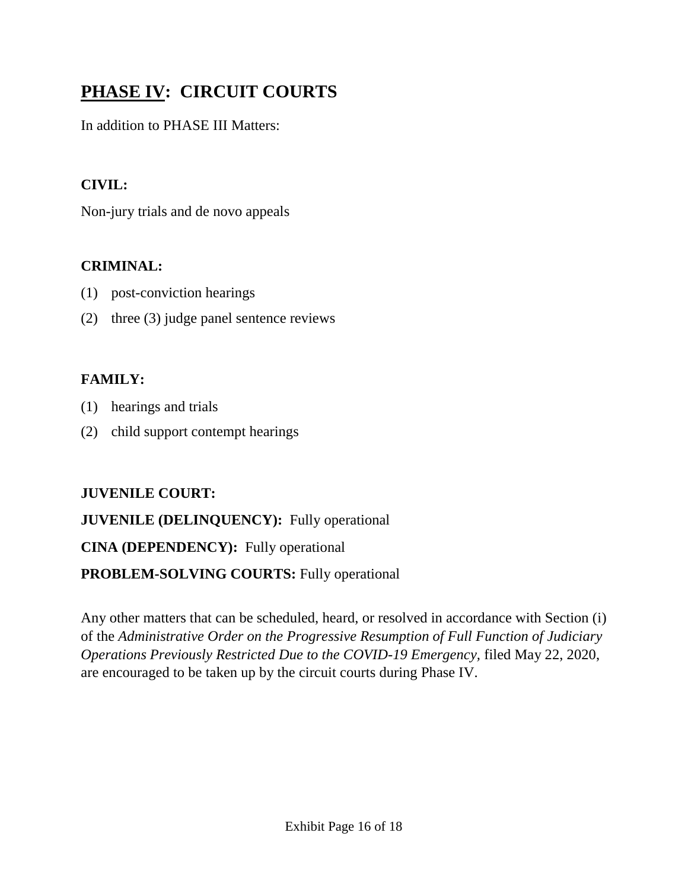## **PHASE IV: CIRCUIT COURTS**

In addition to PHASE III Matters:

**CIVIL:**

Non-jury trials and de novo appeals

**CRIMINAL:**

(1) post-conviction hearings

(2) three (3) judge panel sentence reviews

**FAMILY:**

(1) hearings and trials

(2) child support contempt hearings

**JUVENILE COURT:**

**JUVENILE (DELINQUENCY):** Fully operational

**CINA (DEPENDENCY):** Fully operational

**PROBLEM-SOLVING COURTS:** Fully operational

Any other matters that can be scheduled, heard, or resolved in accordance with Section (i) of the *Administrative Order on the Progressive Resumption of Full Function of Judiciary Operations Previously Restricted Due to the COVID-19 Emergency,* filed May 22, 2020, are encouraged to be taken up by the circuit courts during Phase IV.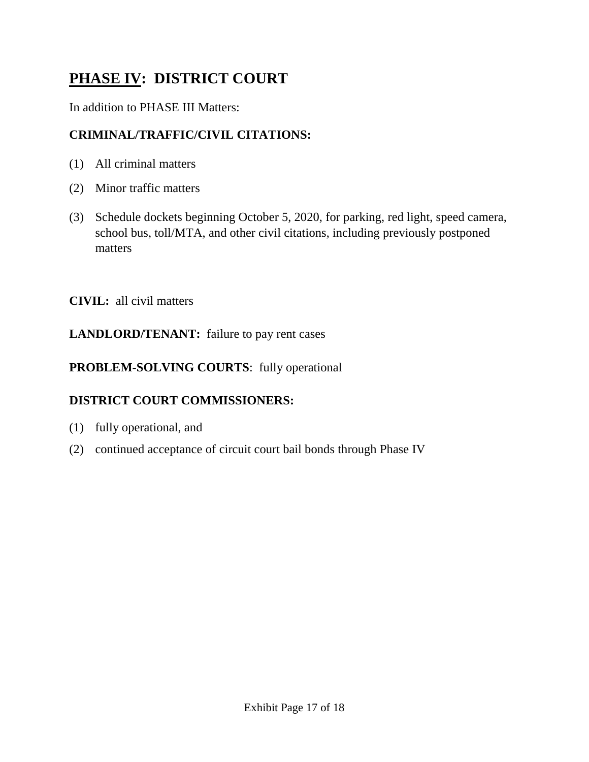# PHASE IV: DISTRICT COURT

In addition to PHASE III Matters:

**CRIMINAL/TRAFFIC/CIVIL CITATIONS:**

(1) All criminal matters

(2) Minor traffic matters

(3) Schedule dockets beginning October 5, 2020, for parking, red light, speed camera, school bus, toll/MTA, and other civil citations, including previously postponed matters

**CIVIL:** all civil matters

**LANDLORD/TENANT:** failure to pay rent cases

**PROBLEM-SOLVING COURTS**: fully operational

**DISTRICT COURT COMMISSIONERS:**

(1) fully operational, and

(2) continued acceptance of circuit court bail bonds through Phase IV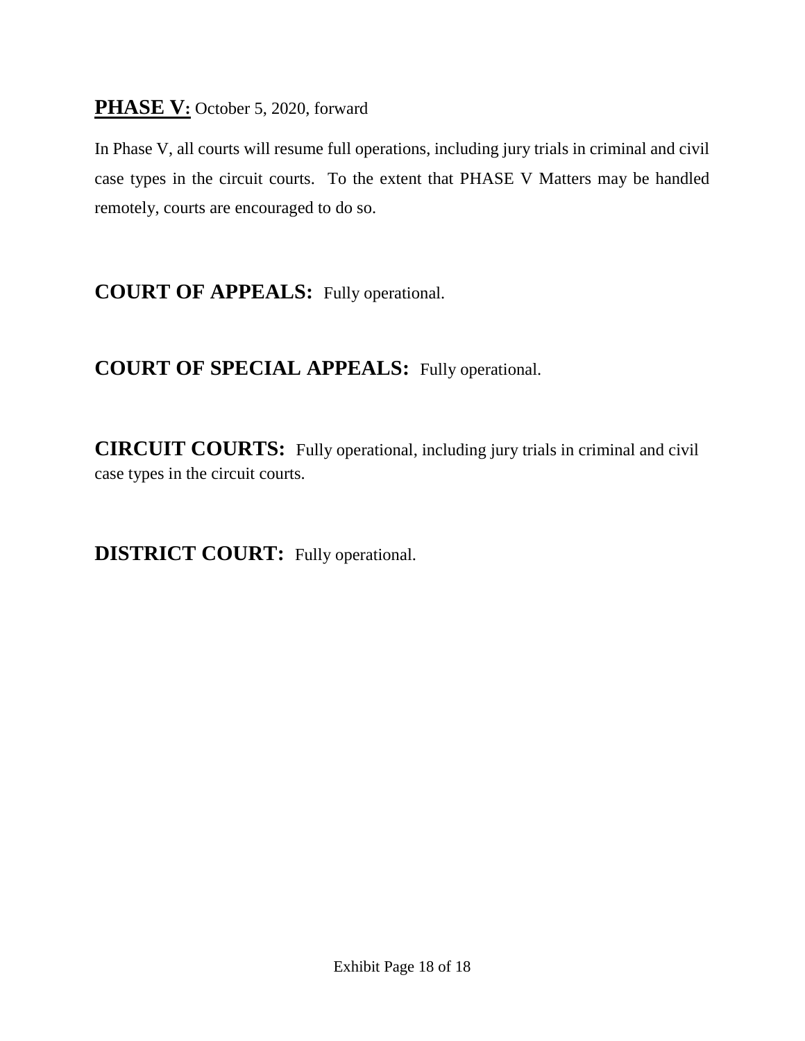**PHASE V:** October 5, 2020, forward

In Phase V, all courts will resume full operations, including jury trials in criminal and civil case types in the circuit courts. To the extent that PHASE V Matters may be handled remotely, courts are encouraged to do so.

**COURT OF APPEALS:** Fully operational.

**COURT OF SPECIAL APPEALS:** Fully operational.

**CIRCUIT COURTS:** Fully operational, including jury trials in criminal and civil case types in the circuit courts.

**DISTRICT COURT:** Fully operational.